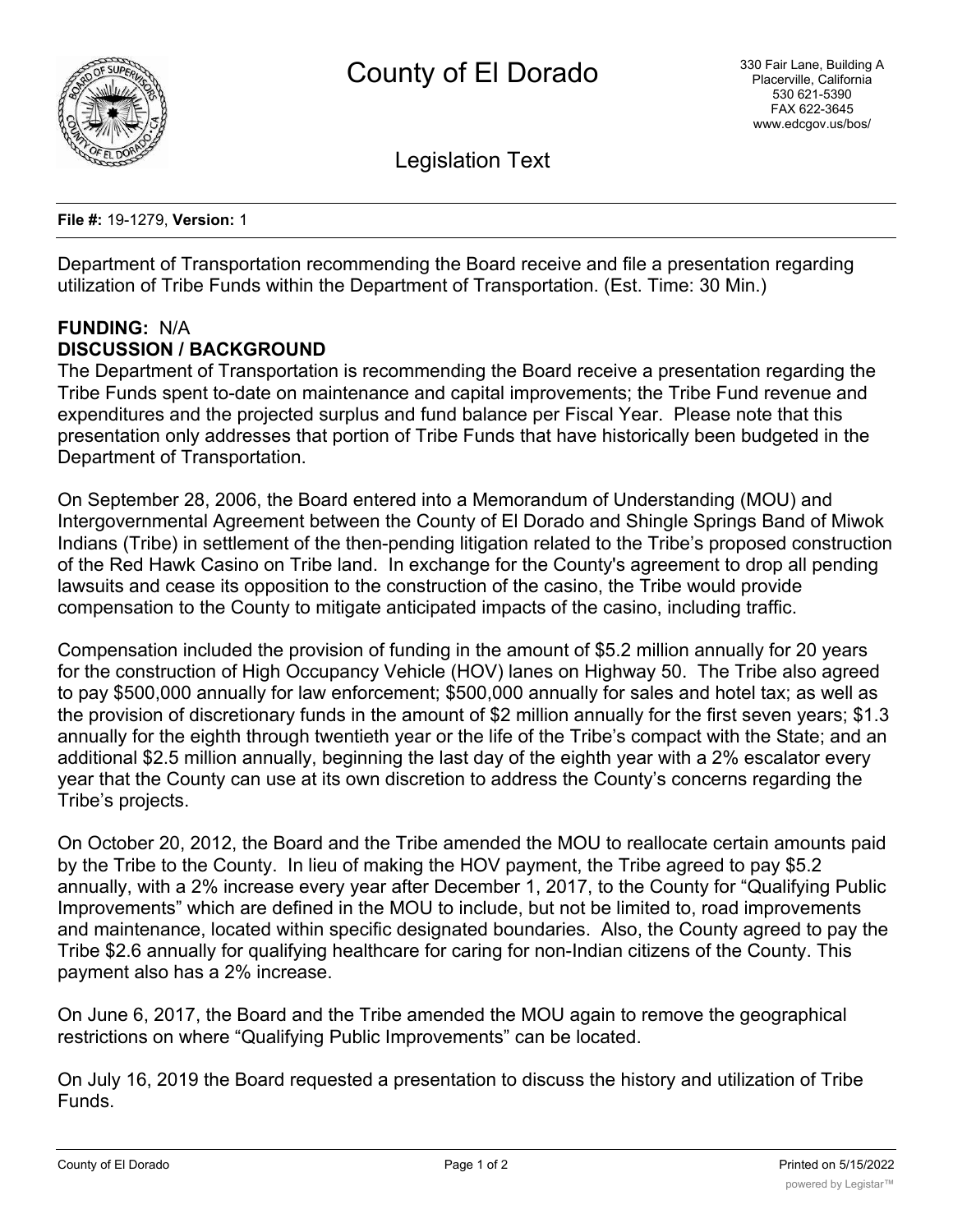# County of El Dorado

330 Fair Lane, Building A
Placerville, California
530 621-5390
FAX 622-3645
www.edcgov.us/bos/

## Legislation Text

**File #:** 19-1279, **Version:** 1

Department of Transportation recommending the Board receive and file a presentation regarding utilization of Tribe Funds within the Department of Transportation. (Est. Time: 30 Min.)

**FUNDING:** N/A

**DISCUSSION / BACKGROUND**

The Department of Transportation is recommending the Board receive a presentation regarding the Tribe Funds spent to-date on maintenance and capital improvements; the Tribe Fund revenue and expenditures and the projected surplus and fund balance per Fiscal Year. Please note that this presentation only addresses that portion of Tribe Funds that have historically been budgeted in the Department of Transportation.

On September 28, 2006, the Board entered into a Memorandum of Understanding (MOU) and Intergovernmental Agreement between the County of El Dorado and Shingle Springs Band of Miwok Indians (Tribe) in settlement of the then-pending litigation related to the Tribe's proposed construction of the Red Hawk Casino on Tribe land. In exchange for the County's agreement to drop all pending lawsuits and cease its opposition to the construction of the casino, the Tribe would provide compensation to the County to mitigate anticipated impacts of the casino, including traffic.

Compensation included the provision of funding in the amount of $5.2 million annually for 20 years for the construction of High Occupancy Vehicle (HOV) lanes on Highway 50. The Tribe also agreed to pay $500,000 annually for law enforcement; $500,000 annually for sales and hotel tax; as well as the provision of discretionary funds in the amount of $2 million annually for the first seven years; $1.3 annually for the eighth through twentieth year or the life of the Tribe's compact with the State; and an additional $2.5 million annually, beginning the last day of the eighth year with a 2% escalator every year that the County can use at its own discretion to address the County's concerns regarding the Tribe's projects.

On October 20, 2012, the Board and the Tribe amended the MOU to reallocate certain amounts paid by the Tribe to the County. In lieu of making the HOV payment, the Tribe agreed to pay $5.2 annually, with a 2% increase every year after December 1, 2017, to the County for "Qualifying Public Improvements" which are defined in the MOU to include, but not be limited to, road improvements and maintenance, located within specific designated boundaries. Also, the County agreed to pay the Tribe $2.6 annually for qualifying healthcare for caring for non-Indian citizens of the County. This payment also has a 2% increase.

On June 6, 2017, the Board and the Tribe amended the MOU again to remove the geographical restrictions on where "Qualifying Public Improvements" can be located.

On July 16, 2019 the Board requested a presentation to discuss the history and utilization of Tribe Funds.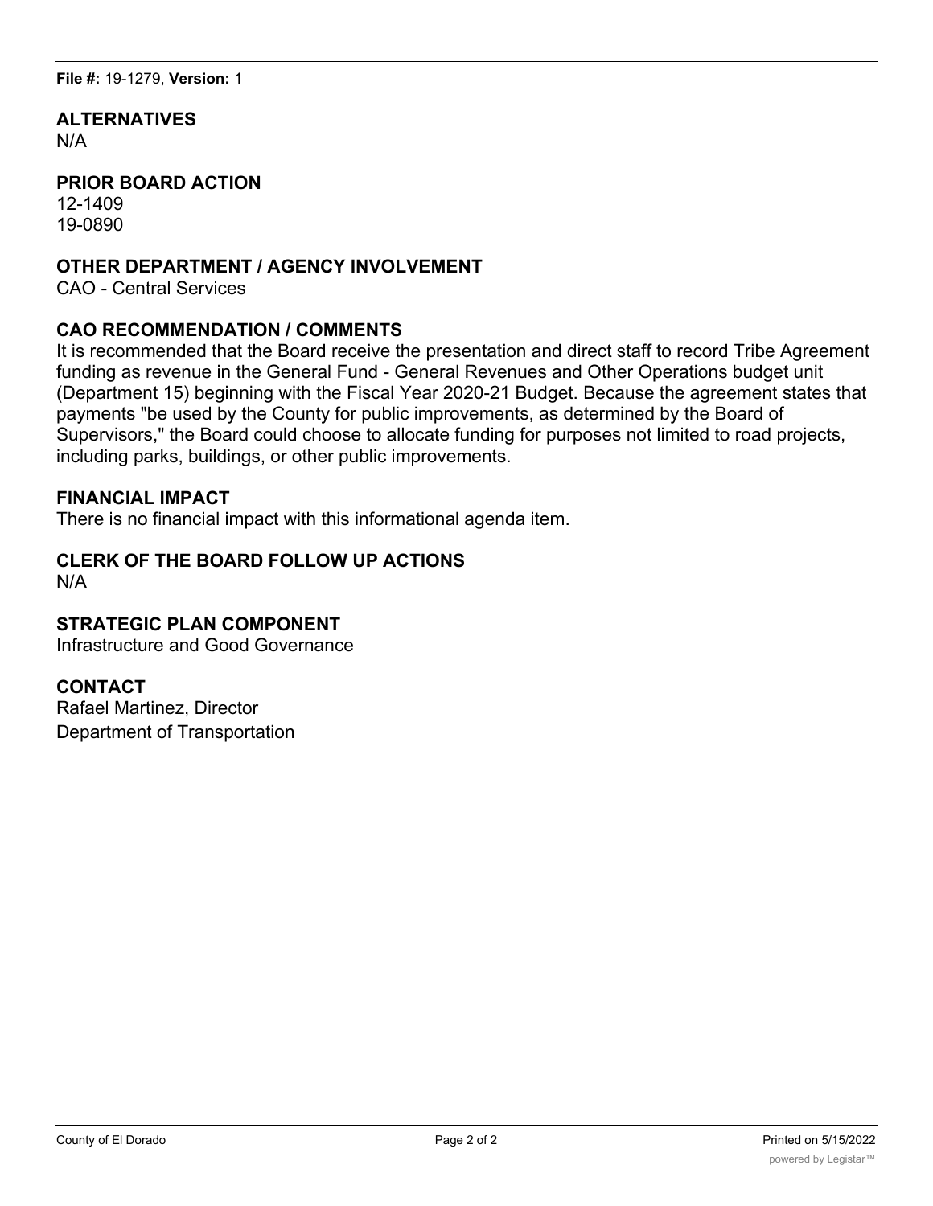## ALTERNATIVES

N/A

## PRIOR BOARD ACTION

12-1409
19-0890

## OTHER DEPARTMENT / AGENCY INVOLVEMENT

CAO - Central Services

## CAO RECOMMENDATION / COMMENTS

It is recommended that the Board receive the presentation and direct staff to record Tribe Agreement funding as revenue in the General Fund - General Revenues and Other Operations budget unit (Department 15) beginning with the Fiscal Year 2020-21 Budget. Because the agreement states that payments "be used by the County for public improvements, as determined by the Board of Supervisors," the Board could choose to allocate funding for purposes not limited to road projects, including parks, buildings, or other public improvements.

## FINANCIAL IMPACT

There is no financial impact with this informational agenda item.

## CLERK OF THE BOARD FOLLOW UP ACTIONS

N/A

## STRATEGIC PLAN COMPONENT

Infrastructure and Good Governance

## CONTACT

Rafael Martinez, Director
Department of Transportation